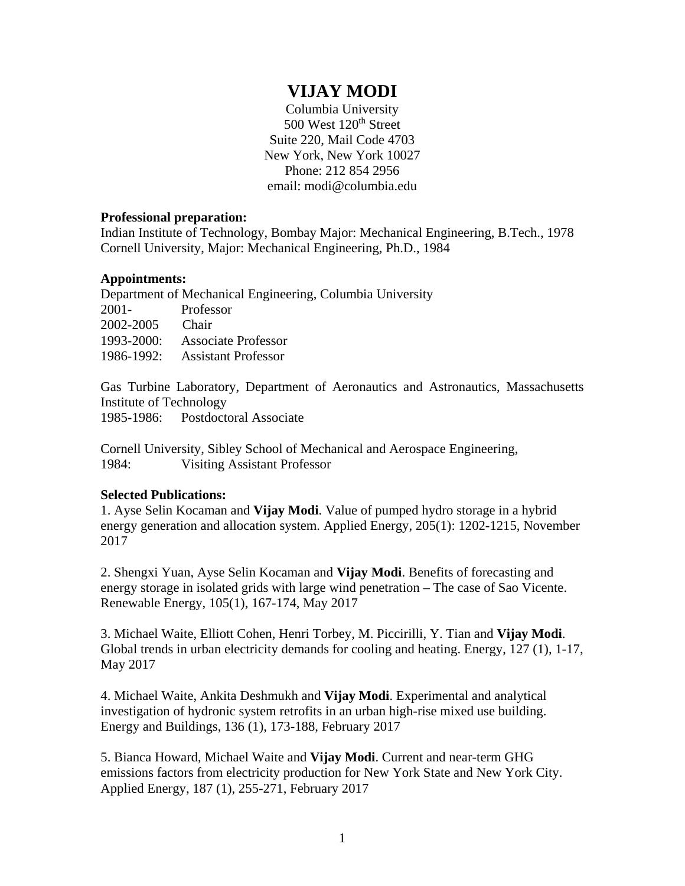# VIJAY MODI

Columbia University
500 West 120th Street
Suite 220, Mail Code 4703
New York, New York 10027
Phone: 212 854 2956
email: modi@columbia.edu

**Professional preparation:**
Indian Institute of Technology, Bombay Major: Mechanical Engineering, B.Tech., 1978
Cornell University, Major: Mechanical Engineering, Ph.D., 1984

**Appointments:**
Department of Mechanical Engineering, Columbia University
2001- Professor
2002-2005 Chair
1993-2000: Associate Professor
1986-1992: Assistant Professor

Gas Turbine Laboratory, Department of Aeronautics and Astronautics, Massachusetts Institute of Technology
1985-1986: Postdoctoral Associate

Cornell University, Sibley School of Mechanical and Aerospace Engineering,
1984: Visiting Assistant Professor

**Selected Publications:**

1. Ayse Selin Kocaman and **Vijay Modi**. Value of pumped hydro storage in a hybrid energy generation and allocation system. Applied Energy, 205(1): 1202-1215, November 2017

2. Shengxi Yuan, Ayse Selin Kocaman and **Vijay Modi**. Benefits of forecasting and energy storage in isolated grids with large wind penetration – The case of Sao Vicente. Renewable Energy, 105(1), 167-174, May 2017

3. Michael Waite, Elliott Cohen, Henri Torbey, M. Piccirilli, Y. Tian and **Vijay Modi**. Global trends in urban electricity demands for cooling and heating. Energy, 127 (1), 1-17, May 2017

4. Michael Waite, Ankita Deshmukh and **Vijay Modi**. Experimental and analytical investigation of hydronic system retrofits in an urban high-rise mixed use building. Energy and Buildings, 136 (1), 173-188, February 2017

5. Bianca Howard, Michael Waite and **Vijay Modi**. Current and near-term GHG emissions factors from electricity production for New York State and New York City. Applied Energy, 187 (1), 255-271, February 2017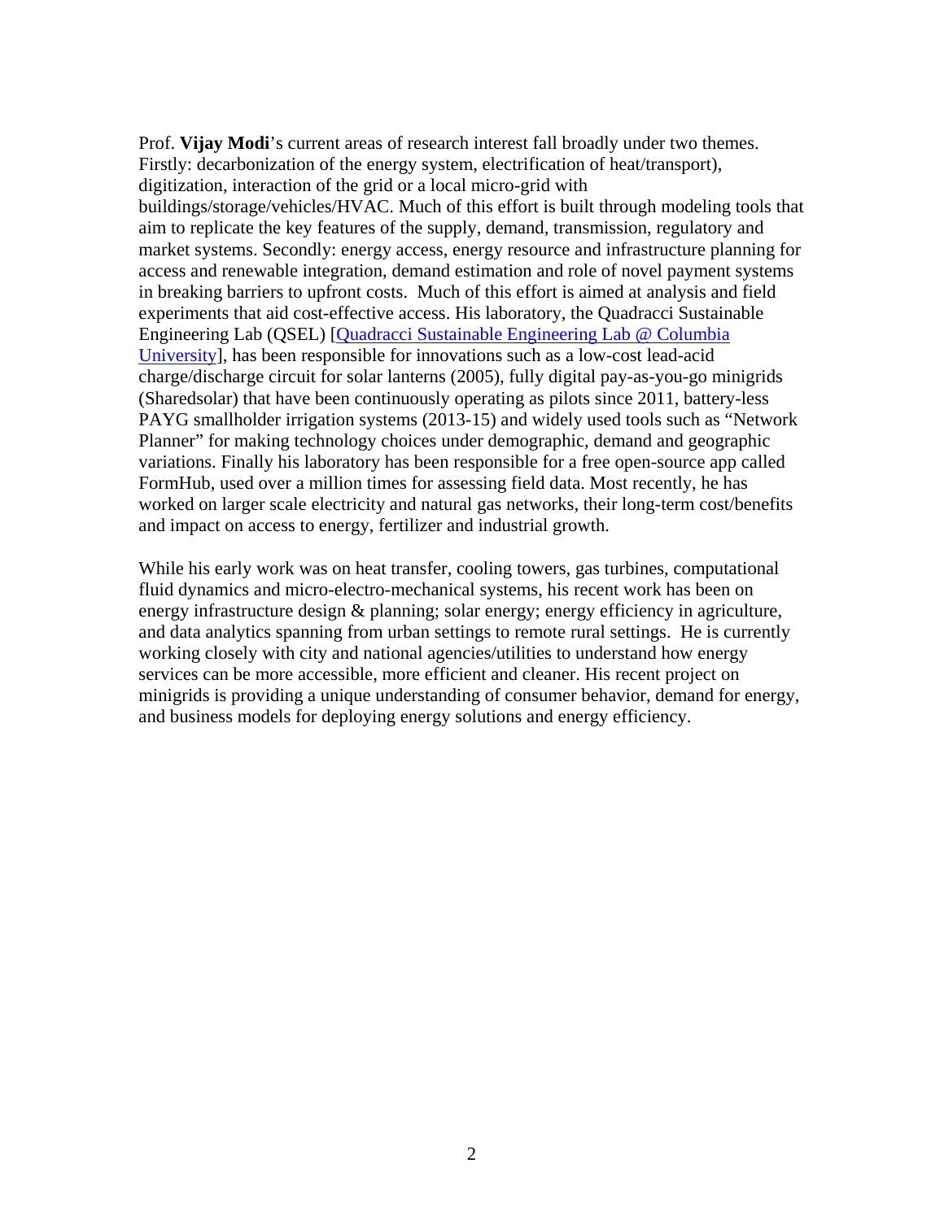Prof. **Vijay Modi**'s current areas of research interest fall broadly under two themes. Firstly: decarbonization of the energy system, electrification of heat/transport), digitization, interaction of the grid or a local micro-grid with buildings/storage/vehicles/HVAC. Much of this effort is built through modeling tools that aim to replicate the key features of the supply, demand, transmission, regulatory and market systems. Secondly: energy access, energy resource and infrastructure planning for access and renewable integration, demand estimation and role of novel payment systems in breaking barriers to upfront costs. Much of this effort is aimed at analysis and field experiments that aid cost-effective access. His laboratory, the Quadracci Sustainable Engineering Lab (QSEL) [Quadracci Sustainable Engineering Lab @ Columbia University], has been responsible for innovations such as a low-cost lead-acid charge/discharge circuit for solar lanterns (2005), fully digital pay-as-you-go minigrids (Sharedsolar) that have been continuously operating as pilots since 2011, battery-less PAYG smallholder irrigation systems (2013-15) and widely used tools such as "Network Planner" for making technology choices under demographic, demand and geographic variations. Finally his laboratory has been responsible for a free open-source app called FormHub, used over a million times for assessing field data. Most recently, he has worked on larger scale electricity and natural gas networks, their long-term cost/benefits and impact on access to energy, fertilizer and industrial growth.

While his early work was on heat transfer, cooling towers, gas turbines, computational fluid dynamics and micro-electro-mechanical systems, his recent work has been on energy infrastructure design & planning; solar energy; energy efficiency in agriculture, and data analytics spanning from urban settings to remote rural settings. He is currently working closely with city and national agencies/utilities to understand how energy services can be more accessible, more efficient and cleaner. His recent project on minigrids is providing a unique understanding of consumer behavior, demand for energy, and business models for deploying energy solutions and energy efficiency.